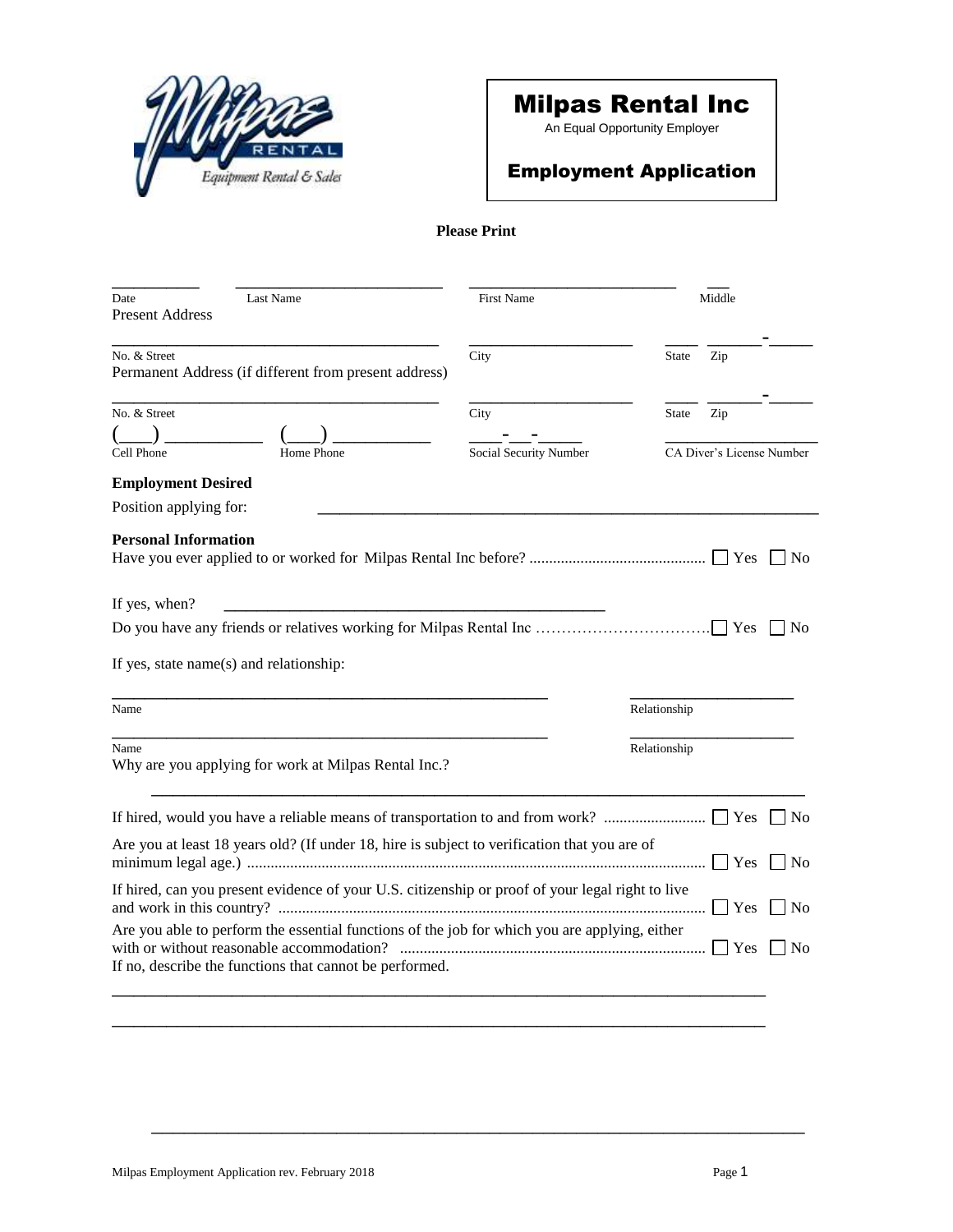# Milpas Rental Inc

An Equal Opportunity Employer

## Employment Application

**Please Print**

\_\_\_\_\_\_\_\_\_\_ \_\_\_\_\_\_\_\_\_\_\_\_\_\_\_\_\_\_\_\_\_\_\_\_ \_\_\_\_\_\_\_\_\_\_\_\_\_\_\_\_\_\_\_\_\_\_\_\_ \_\_\_

Date | Last Name | First Name | Middle

Present Address

\_\_\_\_\_\_\_\_\_\_\_\_\_\_\_\_\_\_\_\_\_\_\_\_\_\_\_\_\_\_\_\_\_\_\_\_\_\_ \_\_\_\_\_\_\_\_\_\_\_\_\_\_\_\_\_\_\_ \_\_\_\_ \_\_\_\_\_\_-\_\_\_\_\_

No. & Street | City | State | Zip

Permanent Address (if different from present address)

\_\_\_\_\_\_\_\_\_\_\_\_\_\_\_\_\_\_\_\_\_\_\_\_\_\_\_\_\_\_\_\_\_\_\_\_\_\_ \_\_\_\_\_\_\_\_\_\_\_\_\_\_\_\_\_\_\_ \_\_\_\_ \_\_\_\_\_\_-\_\_\_\_\_

No. & Street | City | State | Zip

(\_\_\_) \_\_\_\_\_\_\_\_\_\_ (\_\_\_) \_\_\_\_\_\_\_\_\_\_ \_\_\_\_-\_\_\_-\_\_\_\_\_ \_\_\_\_\_\_\_\_\_\_\_\_\_\_\_\_\_\_

Cell Phone | Home Phone | Social Security Number | CA Diver's License Number

**Employment Desired**

Position applying for: \_\_\_\_\_\_\_\_\_\_\_\_\_\_\_\_\_\_\_\_\_\_\_\_\_\_\_\_\_\_\_\_\_\_\_\_\_\_\_\_\_\_\_\_\_\_\_\_\_\_\_\_\_\_

**Personal Information**

Have you ever applied to or worked for Milpas Rental Inc before? ............................................ ☐ Yes ☐ No

If yes, when? \_\_\_\_\_\_\_\_\_\_\_\_\_\_\_\_\_\_\_\_\_\_\_\_\_\_\_\_\_\_\_\_\_\_\_\_\_\_\_\_\_\_\_\_\_

Do you have any friends or relatives working for Milpas Rental Inc ……………………………. ☐ Yes ☐ No

If yes, state name(s) and relationship:

\_\_\_\_\_\_\_\_\_\_\_\_\_\_\_\_\_\_\_\_\_\_\_\_\_\_\_\_\_\_\_\_\_\_\_\_\_\_\_\_\_\_\_\_\_\_\_\_\_\_\_ \_\_\_\_\_\_\_\_\_\_\_\_\_\_\_\_\_\_\_\_

Name | Relationship

\_\_\_\_\_\_\_\_\_\_\_\_\_\_\_\_\_\_\_\_\_\_\_\_\_\_\_\_\_\_\_\_\_\_\_\_\_\_\_\_\_\_\_\_\_\_\_\_\_\_\_ \_\_\_\_\_\_\_\_\_\_\_\_\_\_\_\_\_\_\_\_

Name | Relationship

Why are you applying for work at Milpas Rental Inc.?

\_\_\_\_\_\_\_\_\_\_\_\_\_\_\_\_\_\_\_\_\_\_\_\_\_\_\_\_\_\_\_\_\_\_\_\_\_\_\_\_\_\_\_\_\_\_\_\_\_\_\_\_\_\_\_\_\_\_\_\_\_\_\_\_\_\_\_\_\_\_\_\_\_\_\_\_

If hired, would you have a reliable means of transportation to and from work? ......................... ☐ Yes ☐ No

Are you at least 18 years old? (If under 18, hire is subject to verification that you are of minimum legal age.) .................................................................................................................... ☐ Yes ☐ No

If hired, can you present evidence of your U.S. citizenship or proof of your legal right to live and work in this country? ............................................................................................................ ☐ Yes ☐ No

Are you able to perform the essential functions of the job for which you are applying, either with or without reasonable accommodation? ............................................................................ ☐ Yes ☐ No

If no, describe the functions that cannot be performed.

\_\_\_\_\_\_\_\_\_\_\_\_\_\_\_\_\_\_\_\_\_\_\_\_\_\_\_\_\_\_\_\_\_\_\_\_\_\_\_\_\_\_\_\_\_\_\_\_\_\_\_\_\_\_\_\_\_\_\_\_\_\_\_\_\_\_\_\_\_\_\_\_\_\_\_\_

\_\_\_\_\_\_\_\_\_\_\_\_\_\_\_\_\_\_\_\_\_\_\_\_\_\_\_\_\_\_\_\_\_\_\_\_\_\_\_\_\_\_\_\_\_\_\_\_\_\_\_\_\_\_\_\_\_\_\_\_\_\_\_\_\_\_\_\_\_\_\_\_\_\_\_\_

\_\_\_\_\_\_\_\_\_\_\_\_\_\_\_\_\_\_\_\_\_\_\_\_\_\_\_\_\_\_\_\_\_\_\_\_\_\_\_\_\_\_\_\_\_\_\_\_\_\_\_\_\_\_\_\_\_\_\_\_\_\_\_\_\_\_\_\_\_\_\_\_\_\_\_\_

Milpas Employment Application rev. February 2018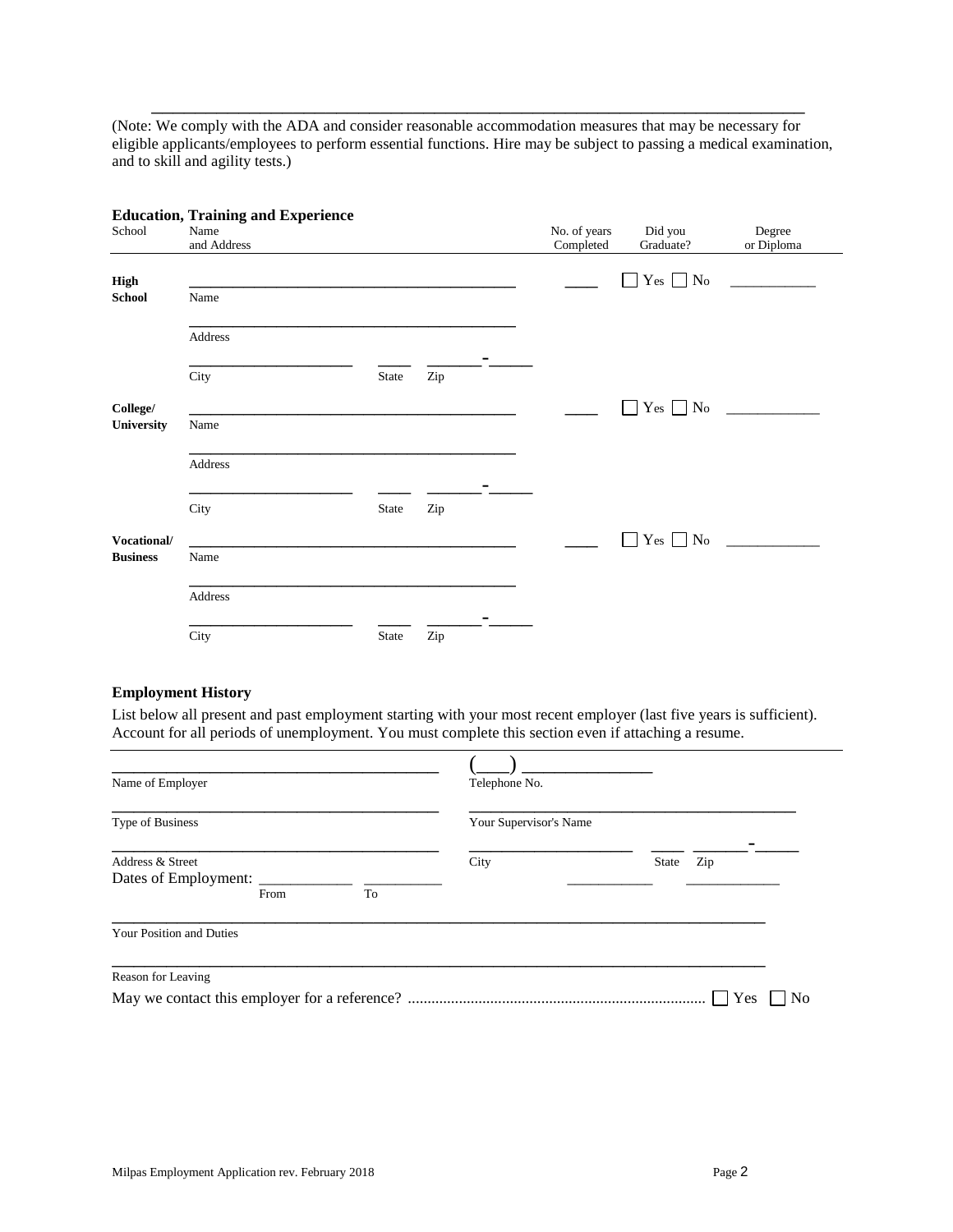(Note: We comply with the ADA and consider reasonable accommodation measures that may be necessary for eligible applicants/employees to perform essential functions. Hire may be subject to passing a medical examination, and to skill and agility tests.)

### Education, Training and Experience

| School | Name and Address | No. of years Completed | Did you Graduate? | Degree or Diploma |
|---|---|---|---|---|
| **High School** | Name: ____________ <br> Address: ____________ <br> City: ________ State: ____ Zip: _____-____ | ____ | ☐ Yes ☐ No | ____________ |
| **College/ University** | Name: ____________ <br> Address: ____________ <br> City: ________ State: ____ Zip: _____-____ | ____ | ☐ Yes ☐ No | ____________ |
| **Vocational/ Business** | Name: ____________ <br> Address: ____________ <br> City: ________ State: ____ Zip: _____-____ | ____ | ☐ Yes ☐ No | ____________ |

### Employment History

List below all present and past employment starting with your most recent employer (last five years is sufficient). Account for all periods of unemployment. You must complete this section even if attaching a resume.

Name of Employer: ______________________ Telephone No.: (___) ____________

Type of Business: ______________________ Your Supervisor's Name: ______________________

Address & Street: ______________________ City: ____________ State: ____ Zip: _____-____

Dates of Employment: ____________ From ____________ To ____________ ____________

Your Position and Duties: ______________________________________________

Reason for Leaving: ______________________________________________

May we contact this employer for a reference? ........................................................................... ☐ Yes ☐ No

Milpas Employment Application rev. February 2018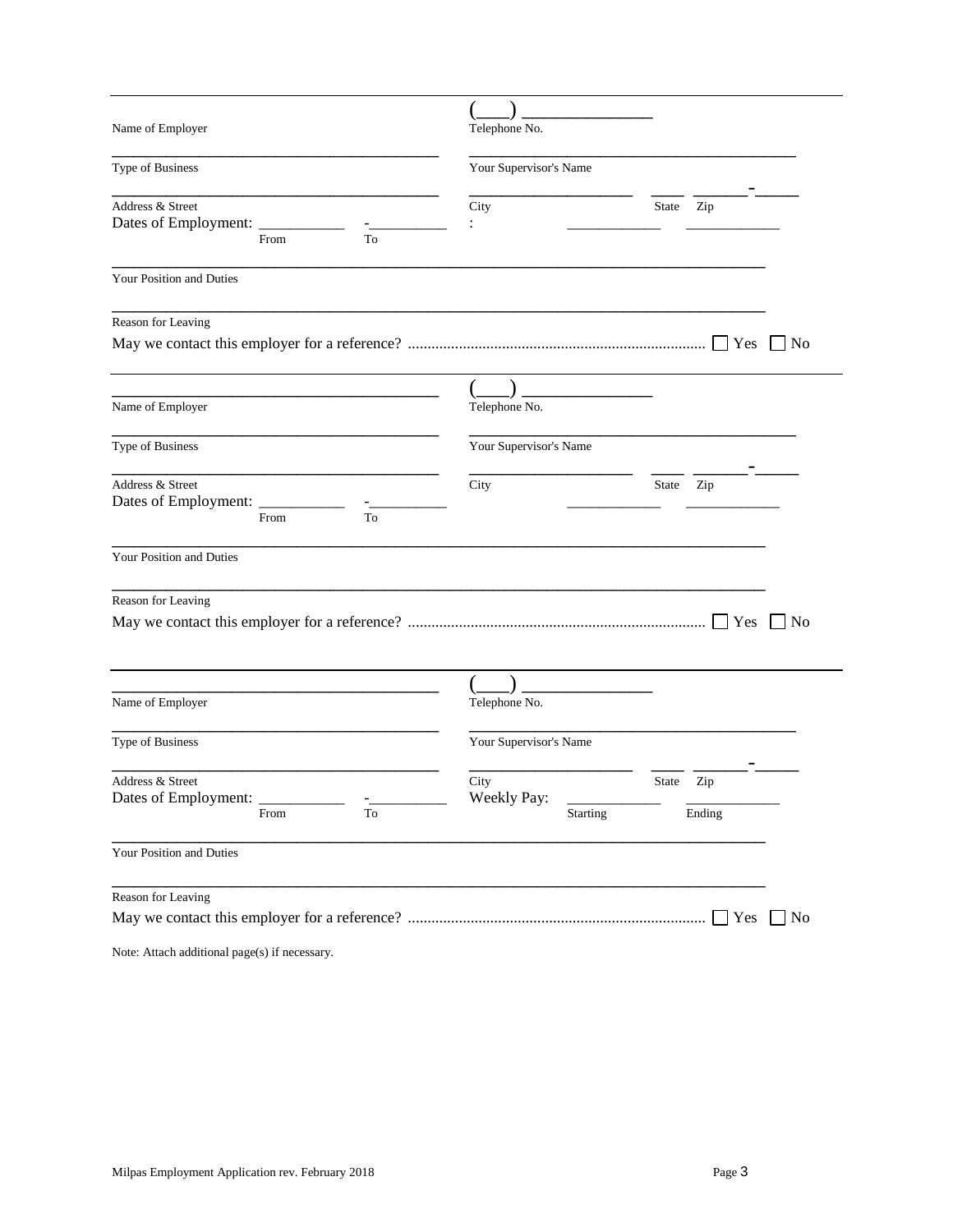| | |
|---|---|
| _______________________________ | (___) ____________ |
| Name of Employer | Telephone No. |
| _______________________________ | _______________________________ |
| Type of Business | Your Supervisor's Name |
| _______________________________ | _______________ ____ ______-_____ |
| Address & Street | City State Zip |
| Dates of Employment: __________ -__________ | : __________ __________ |
| From To | |

_______________________________________________________________

Your Position and Duties

_______________________________________________________________

Reason for Leaving

May we contact this employer for a reference? .......................................................................... ☐ Yes ☐ No

---

| | |
|---|---|
| _______________________________ | (___) ____________ |
| Name of Employer | Telephone No. |
| _______________________________ | _______________________________ |
| Type of Business | Your Supervisor's Name |
| _______________________________ | _______________ ____ ______-_____ |
| Address & Street | City State Zip |
| Dates of Employment: __________ -__________ | __________ __________ |
| From To | |

_______________________________________________________________

Your Position and Duties

_______________________________________________________________

Reason for Leaving

May we contact this employer for a reference? .......................................................................... ☐ Yes ☐ No

---

| | |
|---|---|
| _______________________________ | (___) ____________ |
| Name of Employer | Telephone No. |
| _______________________________ | _______________________________ |
| Type of Business | Your Supervisor's Name |
| _______________________________ | _______________ ____ ______-_____ |
| Address & Street | City State Zip |
| Dates of Employment: __________ -__________ | Weekly Pay: __________ __________ |
| From To | Starting Ending |

_______________________________________________________________

Your Position and Duties

_______________________________________________________________

Reason for Leaving

May we contact this employer for a reference? .......................................................................... ☐ Yes ☐ No

Note: Attach additional page(s) if necessary.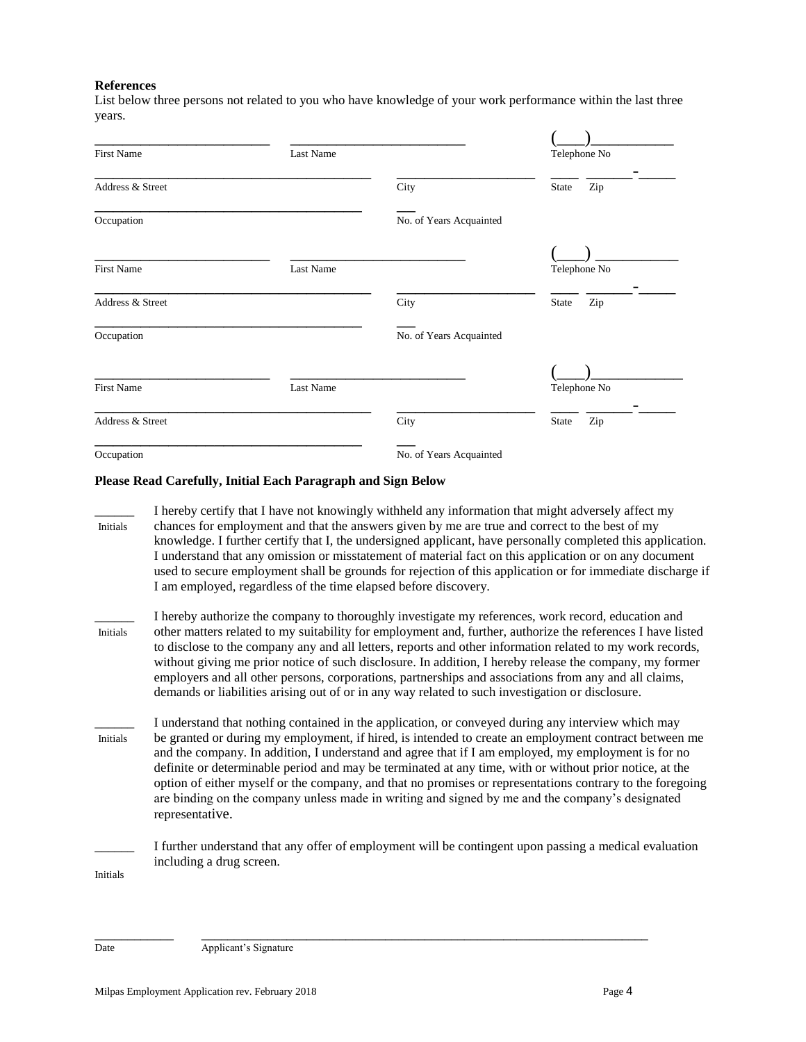**References**

List below three persons not related to you who have knowledge of your work performance within the last three years.

\_\_\_\_\_\_\_\_\_\_\_\_\_\_\_\_\_\_\_\_\_\_\_\_ \_\_\_\_\_\_\_\_\_\_\_\_\_\_\_\_\_\_\_\_\_\_\_\_ (\_\_\_)\_\_\_\_\_\_\_\_\_\_

First Name | Last Name | Telephone No

\_\_\_\_\_\_\_\_\_\_\_\_\_\_\_\_\_\_\_\_\_\_\_\_\_\_\_\_\_\_\_\_\_\_\_\_\_\_\_\_ \_\_\_\_\_\_\_\_\_\_\_\_\_\_\_\_\_\_\_\_ \_\_\_\_ \_\_\_\_\_\_-\_\_\_\_\_

Address & Street | City | State Zip

\_\_\_\_\_\_\_\_\_\_\_\_\_\_\_\_\_\_\_\_\_\_\_\_\_\_\_\_\_\_\_\_\_\_\_\_\_\_\_ \_\_\_

Occupation | No. of Years Acquainted

\_\_\_\_\_\_\_\_\_\_\_\_\_\_\_\_\_\_\_\_\_\_\_\_ \_\_\_\_\_\_\_\_\_\_\_\_\_\_\_\_\_\_\_\_\_\_\_\_ (\_\_\_) \_\_\_\_\_\_\_\_\_\_

First Name | Last Name | Telephone No

\_\_\_\_\_\_\_\_\_\_\_\_\_\_\_\_\_\_\_\_\_\_\_\_\_\_\_\_\_\_\_\_\_\_\_\_\_\_\_\_ \_\_\_\_\_\_\_\_\_\_\_\_\_\_\_\_\_\_\_\_ \_\_\_\_ \_\_\_\_\_\_-\_\_\_\_\_

Address & Street | City | State Zip

\_\_\_\_\_\_\_\_\_\_\_\_\_\_\_\_\_\_\_\_\_\_\_\_\_\_\_\_\_\_\_\_\_\_\_\_\_\_\_ \_\_\_

Occupation | No. of Years Acquainted

\_\_\_\_\_\_\_\_\_\_\_\_\_\_\_\_\_\_\_\_\_\_\_\_ \_\_\_\_\_\_\_\_\_\_\_\_\_\_\_\_\_\_\_\_\_\_\_\_ (\_\_\_)\_\_\_\_\_\_\_\_\_\_\_

First Name | Last Name | Telephone No

\_\_\_\_\_\_\_\_\_\_\_\_\_\_\_\_\_\_\_\_\_\_\_\_\_\_\_\_\_\_\_\_\_\_\_\_\_\_\_\_ \_\_\_\_\_\_\_\_\_\_\_\_\_\_\_\_\_\_\_\_ \_\_\_\_ \_\_\_\_\_\_-\_\_\_\_\_

Address & Street | City | State Zip

\_\_\_\_\_\_\_\_\_\_\_\_\_\_\_\_\_\_\_\_\_\_\_\_\_\_\_\_\_\_\_\_\_\_\_\_\_\_\_ \_\_\_

Occupation | No. of Years Acquainted

**Please Read Carefully, Initial Each Paragraph and Sign Below**

\_\_\_\_\_\_ Initials — I hereby certify that I have not knowingly withheld any information that might adversely affect my chances for employment and that the answers given by me are true and correct to the best of my knowledge. I further certify that I, the undersigned applicant, have personally completed this application. I understand that any omission or misstatement of material fact on this application or on any document used to secure employment shall be grounds for rejection of this application or for immediate discharge if I am employed, regardless of the time elapsed before discovery.

\_\_\_\_\_\_ Initials — I hereby authorize the company to thoroughly investigate my references, work record, education and other matters related to my suitability for employment and, further, authorize the references I have listed to disclose to the company any and all letters, reports and other information related to my work records, without giving me prior notice of such disclosure. In addition, I hereby release the company, my former employers and all other persons, corporations, partnerships and associations from any and all claims, demands or liabilities arising out of or in any way related to such investigation or disclosure.

\_\_\_\_\_\_ Initials — I understand that nothing contained in the application, or conveyed during any interview which may be granted or during my employment, if hired, is intended to create an employment contract between me and the company. In addition, I understand and agree that if I am employed, my employment is for no definite or determinable period and may be terminated at any time, with or without prior notice, at the option of either myself or the company, and that no promises or representations contrary to the foregoing are binding on the company unless made in writing and signed by me and the company's designated representative.

\_\_\_\_\_\_ Initials — I further understand that any offer of employment will be contingent upon passing a medical evaluation including a drug screen.

\_\_\_\_\_\_\_\_\_\_\_\_ \_\_\_\_\_\_\_\_\_\_\_\_\_\_\_\_\_\_\_\_\_\_\_\_\_\_\_\_\_\_\_\_\_\_\_\_\_\_\_\_\_\_\_\_\_\_\_\_\_\_\_\_\_\_\_\_\_\_\_\_\_\_\_\_\_\_\_\_

Date | Applicant's Signature